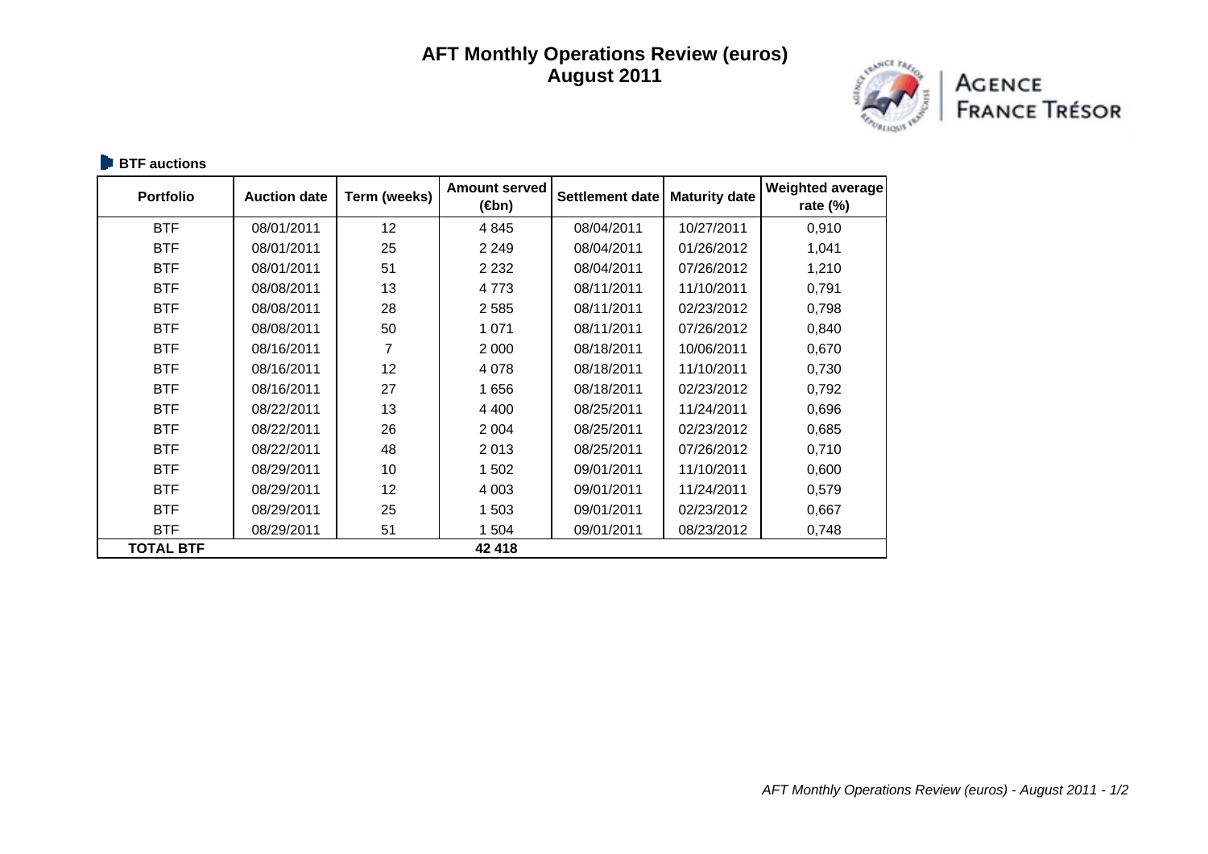# AFT Monthly Operations Review (euros)
## August 2011

AGENCE FRANCE TRÉSOR

### BTF auctions

| Portfolio | Auction date | Term (weeks) | Amount served (€bn) | Settlement date | Maturity date | Weighted average rate (%) |
|---|---|---|---|---|---|---|
| BTF | 08/01/2011 | 12 | 4 845 | 08/04/2011 | 10/27/2011 | 0,910 |
| BTF | 08/01/2011 | 25 | 2 249 | 08/04/2011 | 01/26/2012 | 1,041 |
| BTF | 08/01/2011 | 51 | 2 232 | 08/04/2011 | 07/26/2012 | 1,210 |
| BTF | 08/08/2011 | 13 | 4 773 | 08/11/2011 | 11/10/2011 | 0,791 |
| BTF | 08/08/2011 | 28 | 2 585 | 08/11/2011 | 02/23/2012 | 0,798 |
| BTF | 08/08/2011 | 50 | 1 071 | 08/11/2011 | 07/26/2012 | 0,840 |
| BTF | 08/16/2011 | 7 | 2 000 | 08/18/2011 | 10/06/2011 | 0,670 |
| BTF | 08/16/2011 | 12 | 4 078 | 08/18/2011 | 11/10/2011 | 0,730 |
| BTF | 08/16/2011 | 27 | 1 656 | 08/18/2011 | 02/23/2012 | 0,792 |
| BTF | 08/22/2011 | 13 | 4 400 | 08/25/2011 | 11/24/2011 | 0,696 |
| BTF | 08/22/2011 | 26 | 2 004 | 08/25/2011 | 02/23/2012 | 0,685 |
| BTF | 08/22/2011 | 48 | 2 013 | 08/25/2011 | 07/26/2012 | 0,710 |
| BTF | 08/29/2011 | 10 | 1 502 | 09/01/2011 | 11/10/2011 | 0,600 |
| BTF | 08/29/2011 | 12 | 4 003 | 09/01/2011 | 11/24/2011 | 0,579 |
| BTF | 08/29/2011 | 25 | 1 503 | 09/01/2011 | 02/23/2012 | 0,667 |
| BTF | 08/29/2011 | 51 | 1 504 | 09/01/2011 | 08/23/2012 | 0,748 |
| **TOTAL BTF** | | | **42 418** | | | |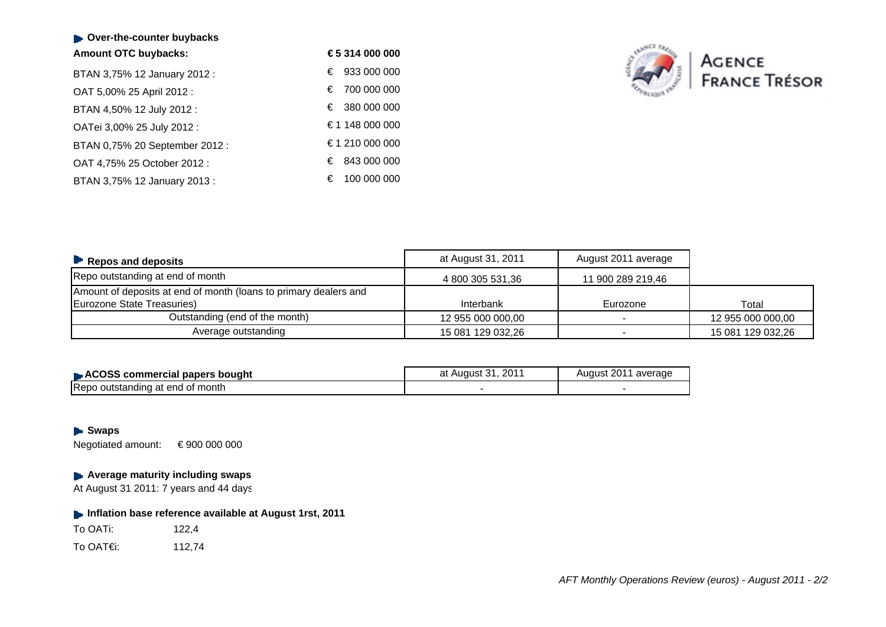### Over-the-counter buybacks

| | |
|---|---|
| **Amount OTC buybacks:** | **€ 5 314 000 000** |
| BTAN 3,75% 12 January 2012 : | € 933 000 000 |
| OAT 5,00% 25 April 2012 : | € 700 000 000 |
| BTAN 4,50% 12 July 2012 : | € 380 000 000 |
| OATei 3,00% 25 July 2012 : | € 1 148 000 000 |
| BTAN 0,75% 20 September 2012 : | € 1 210 000 000 |
| OAT 4,75% 25 October 2012 : | € 843 000 000 |
| BTAN 3,75% 12 January 2013 : | € 100 000 000 |

AGENCE FRANCE TRÉSOR

| **Repos and deposits** | at August 31, 2011 | August 2011 average | |
|---|---|---|---|
| Repo outstanding at end of month | 4 800 305 531,36 | 11 900 289 219,46 | |
| Amount of deposits at end of month (loans to primary dealers and Eurozone State Treasuries) | Interbank | Eurozone | Total |
| Outstanding (end of the month) | 12 955 000 000,00 | - | 12 955 000 000,00 |
| Average outstanding | 15 081 129 032,26 | - | 15 081 129 032,26 |

| **ACOSS commercial papers bought** | at August 31, 2011 | August 2011 average |
|---|---|---|
| Repo outstanding at end of month | - | - |

### Swaps

Negotiated amount: € 900 000 000

### Average maturity including swaps

At August 31 2011: 7 years and 44 days

### Inflation base reference available at August 1rst, 2011

To OATi: 122,4

To OAT€i: 112,74